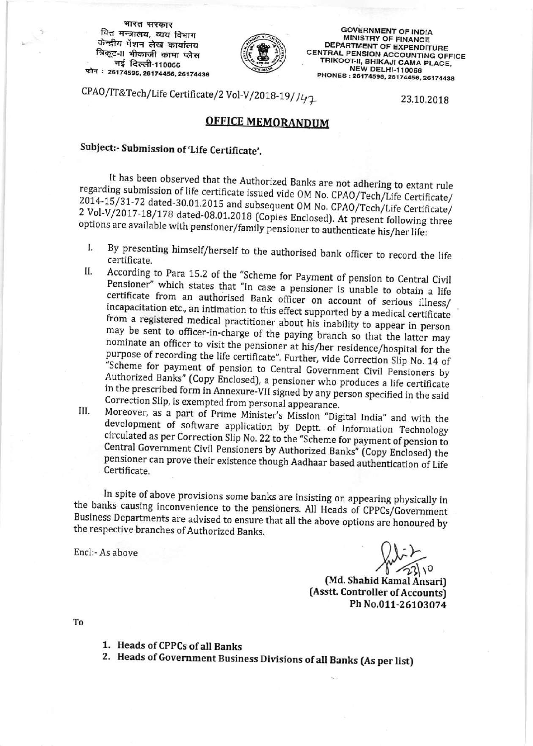भारत सरकार
वित्त मन्त्रालय, व्यय विभाग
केन्द्रीय पेंशन लेखा कार्यालय
त्रिकूट-II भीकाजी कामा प्लेस
नई दिल्ली-110066
फोन : 26174596, 26174456, 26174438

GOVERNMENT OF INDIA
MINISTRY OF FINANCE
DEPARTMENT OF EXPENDITURE
CENTRAL PENSION ACCOUNTING OFFICE
TRIKOOT-II, BHIKAJI CAMA PLACE,
NEW DELHI-110066
PHONES : 26174596, 26174456, 26174438

CPAO/IT&Tech/Life Certificate/2 Vol-V/2018-19/147

23.10.2018

## OFFICE MEMORANDUM

**Subject:- Submission of 'Life Certificate'.**

It has been observed that the Authorized Banks are not adhering to extant rule regarding submission of life certificate issued vide OM No. CPAO/Tech/Life Certificate/ 2014-15/31-72 dated-30.01.2015 and subsequent OM No. CPAO/Tech/Life Certificate/ 2 Vol-V/2017-18/178 dated-08.01.2018 (Copies Enclosed). At present following three options are available with pensioner/family pensioner to authenticate his/her life:

I. By presenting himself/herself to the authorised bank officer to record the life certificate.

II. According to Para 15.2 of the "Scheme for Payment of pension to Central Civil Pensioner" which states that "In case a pensioner is unable to obtain a life certificate from an authorised Bank officer on account of serious illness/ incapacitation etc., an intimation to this effect supported by a medical certificate from a registered medical practitioner about his inability to appear in person may be sent to officer-in-charge of the paying branch so that the latter may nominate an officer to visit the pensioner at his/her residence/hospital for the purpose of recording the life certificate". Further, vide Correction Slip No. 14 of "Scheme for payment of pension to Central Government Civil Pensioners by Authorized Banks" (Copy Enclosed), a pensioner who produces a life certificate in the prescribed form in Annexure-VII signed by any person specified in the said Correction Slip, is exempted from personal appearance.

III. Moreover, as a part of Prime Minister's Mission "Digital India" and with the development of software application by Deptt. of Information Technology circulated as per Correction Slip No. 22 to the "Scheme for payment of pension to Central Government Civil Pensioners by Authorized Banks" (Copy Enclosed) the pensioner can prove their existence though Aadhaar based authentication of Life Certificate.

In spite of above provisions some banks are insisting on appearing physically in the banks causing inconvenience to the pensioners. All Heads of CPPCs/Government Business Departments are advised to ensure that all the above options are honoured by the respective branches of Authorized Banks.

Encl:- As above

23/10

**(Md. Shahid Kamal Ansari)**
**(Asstt. Controller of Accounts)**
**Ph No.011-26103074**

To

1. **Heads of CPPCs of all Banks**
2. **Heads of Government Business Divisions of all Banks (As per list)**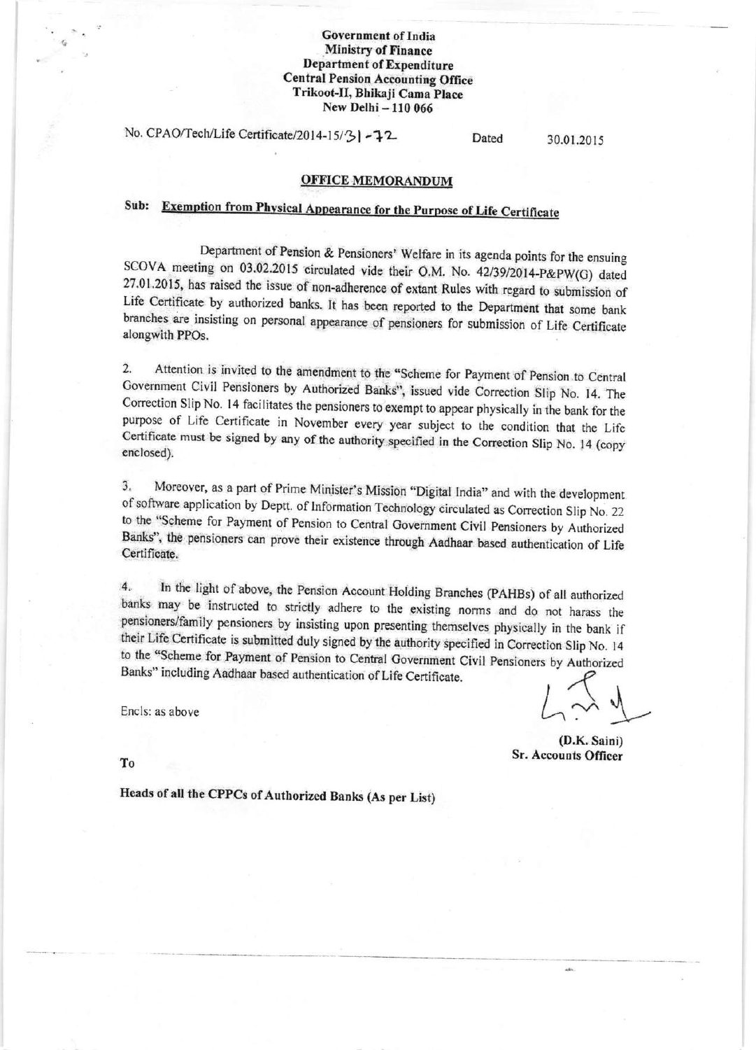**Government of India**
**Ministry of Finance**
**Department of Expenditure**
**Central Pension Accounting Office**
**Trikoot-II, Bhikaji Cama Place**
**New Delhi – 110 066**

No. CPAO/Tech/Life Certificate/2014-15/31-72 Dated 30.01.2015

## OFFICE MEMORANDUM

**Sub: Exemption from Physical Appearance for the Purpose of Life Certificate**

Department of Pension & Pensioners' Welfare in its agenda points for the ensuing SCOVA meeting on 03.02.2015 circulated vide their O.M. No. 42/39/2014-P&PW(G) dated 27.01.2015, has raised the issue of non-adherence of extant Rules with regard to submission of Life Certificate by authorized banks. It has been reported to the Department that some bank branches are insisting on personal appearance of pensioners for submission of Life Certificate alongwith PPOs.

2. Attention is invited to the amendment to the "Scheme for Payment of Pension to Central Government Civil Pensioners by Authorized Banks", issued vide Correction Slip No. 14. The Correction Slip No. 14 facilitates the pensioners to exempt to appear physically in the bank for the purpose of Life Certificate in November every year subject to the condition that the Life Certificate must be signed by any of the authority specified in the Correction Slip No. 14 (copy enclosed).

3. Moreover, as a part of Prime Minister's Mission "Digital India" and with the development of software application by Deptt. of Information Technology circulated as Correction Slip No. 22 to the "Scheme for Payment of Pension to Central Government Civil Pensioners by Authorized Banks", the pensioners can prove their existence through Aadhaar based authentication of Life Certificate.

4. In the light of above, the Pension Account Holding Branches (PAHBs) of all authorized banks may be instructed to strictly adhere to the existing norms and do not harass the pensioners/family pensioners by insisting upon presenting themselves physically in the bank if their Life Certificate is submitted duly signed by the authority specified in Correction Slip No. 14 to the "Scheme for Payment of Pension to Central Government Civil Pensioners by Authorized Banks" including Aadhaar based authentication of Life Certificate.

Encls: as above

**(D.K. Saini)**
**Sr. Accounts Officer**

To

**Heads of all the CPPCs of Authorized Banks (As per List)**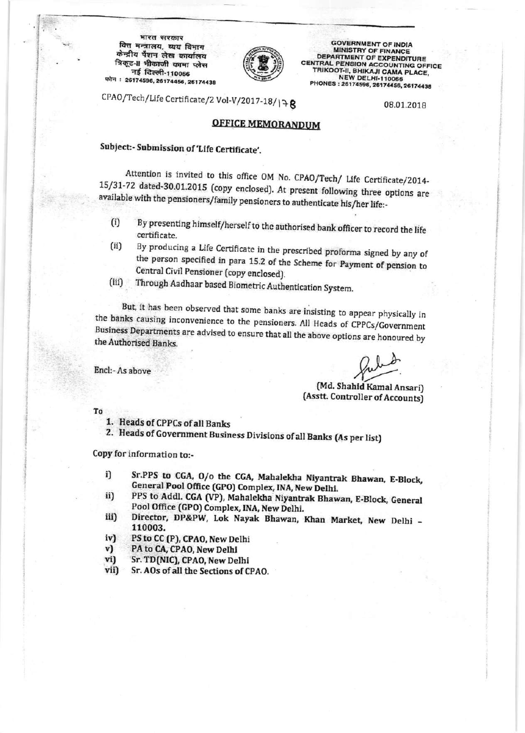भारत सरकार
वित्त मन्त्रालय, व्यय विभाग
केन्द्रीय पेंशन लेखा कार्यालय
त्रिकूट-II भीकाजी कामा प्लेस
नई दिल्ली-110066
फोन : 26174596, 26174456, 26174438

GOVERNMENT OF INDIA
MINISTRY OF FINANCE
DEPARTMENT OF EXPENDITURE
CENTRAL PENSION ACCOUNTING OFFICE
TRIKOOT-II, BHIKAJI CAMA PLACE,
NEW DELHI-110066
PHONES : 26174596, 26174456, 26174438

CPAO/Tech/Life Certificate/2 Vol-V/2017-18/178

08.01.2018

## OFFICE MEMORANDUM

**Subject:- Submission of 'Life Certificate'.**

Attention is invited to this office OM No. CPAO/Tech/ Life Certificate/2014-15/31-72 dated-30.01.2015 (copy enclosed). At present following three options are available with the pensioners/family pensioners to authenticate his/her life:-

(i) By presenting himself/herself to the authorised bank officer to record the life certificate.

(ii) By producing a Life Certificate in the prescribed proforma signed by any of the person specified in para 15.2 of the Scheme for Payment of pension to Central Civil Pensioner (copy enclosed).

(iii) Through Aadhaar based Biometric Authentication System.

But, it has been observed that some banks are insisting to appear physically in the banks causing inconvenience to the pensioners. All Heads of CPPCs/Government Business Departments are advised to ensure that all the above options are honoured by the Authorised Banks.

Encl:- As above

(Md. Shahid Kamal Ansari)
(Asstt. Controller of Accounts)

To

1. **Heads of CPPCs of all Banks**
2. **Heads of Government Business Divisions of all Banks (As per list)**

Copy for information to:-

i) **Sr.PPS to CGA, O/o the CGA, Mahalekha Niyantrak Bhawan, E-Block, General Pool Office (GPO) Complex, INA, New Delhi.**

ii) **PPS to Addl. CGA (VP), Mahalekha Niyantrak Bhawan, E-Block, General Pool Office (GPO) Complex, INA, New Delhi.**

iii) **Director, DP&PW, Lok Nayak Bhawan, Khan Market, New Delhi - 110003.**

iv) **PS to CC (P), CPAO, New Delhi**

v) **PA to CA, CPAO, New Delhi**

vi) **Sr. TD(NIC), CPAO, New Delhi**

vii) **Sr. AOs of all the Sections of CPAO.**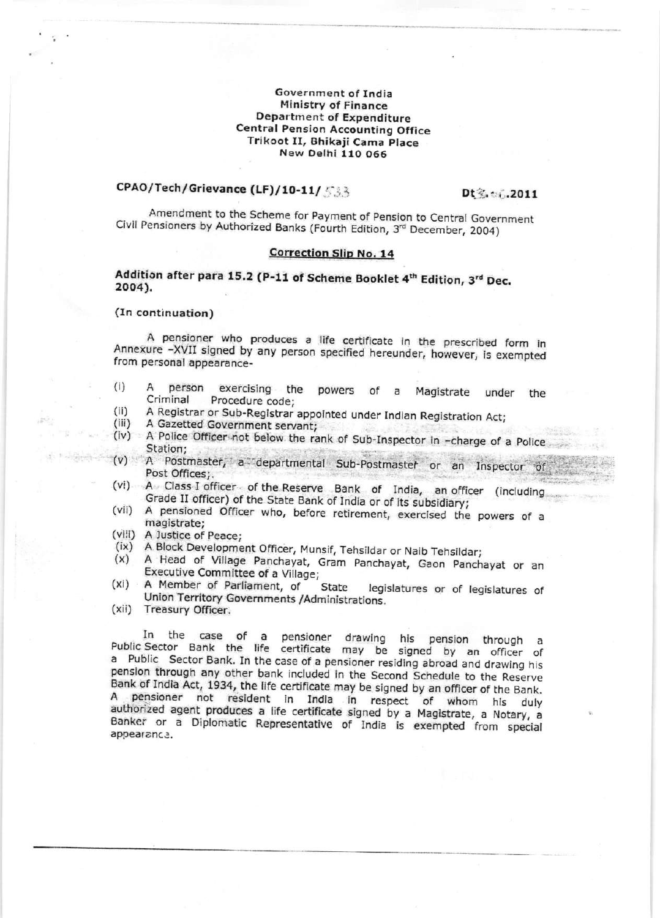Government of India
Ministry of Finance
Department of Expenditure
Central Pension Accounting Office
Trikoot II, Bhikaji Cama Place
New Delhi 110 066

**CPAO/Tech/Grievance (LF)/10-11/533** **Dt 3.06.2011**

Amendment to the Scheme for Payment of Pension to Central Government Civil Pensioners by Authorized Banks (Fourth Edition, 3rd December, 2004)

## Correction Slip No. 14

**Addition after para 15.2 (P-11 of Scheme Booklet 4th Edition, 3rd Dec. 2004).**

**(In continuation)**

A pensioner who produces a life certificate in the prescribed form in Annexure -XVII signed by any person specified hereunder, however, is exempted from personal appearance-

- (i) A person exercising the powers of a Magistrate under the Criminal Procedure code;
- (ii) A Registrar or Sub-Registrar appointed under Indian Registration Act;
- (iii) A Gazetted Government servant;
- (iv) A Police Officer not below the rank of Sub-Inspector in -charge of a Police Station;
- (v) A Postmaster, a departmental Sub-Postmaster or an Inspector of Post Offices;.
- (vi) A Class I officer of the Reserve Bank of India, an officer (including Grade II officer) of the State Bank of India or of its subsidiary;
- (vii) A pensioned Officer who, before retirement, exercised the powers of a magistrate;
- (viii) A Justice of Peace;
- (ix) A Block Development Officer, Munsif, Tehsildar or Naib Tehsildar;
- (x) A Head of Village Panchayat, Gram Panchayat, Gaon Panchayat or an Executive Committee of a Village;
- (xi) A Member of Parliament, of State legislatures or of legislatures of Union Territory Governments /Administrations.
- (xii) Treasury Officer.

In the case of a pensioner drawing his pension through a Public Sector Bank the life certificate may be signed by an officer of a Public Sector Bank. In the case of a pensioner residing abroad and drawing his pension through any other bank included in the Second Schedule to the Reserve Bank of India Act, 1934, the life certificate may be signed by an officer of the Bank. A pensioner not resident in India in respect of whom his duly authorized agent produces a life certificate signed by a Magistrate, a Notary, a Banker or a Diplomatic Representative of India is exempted from special appearance.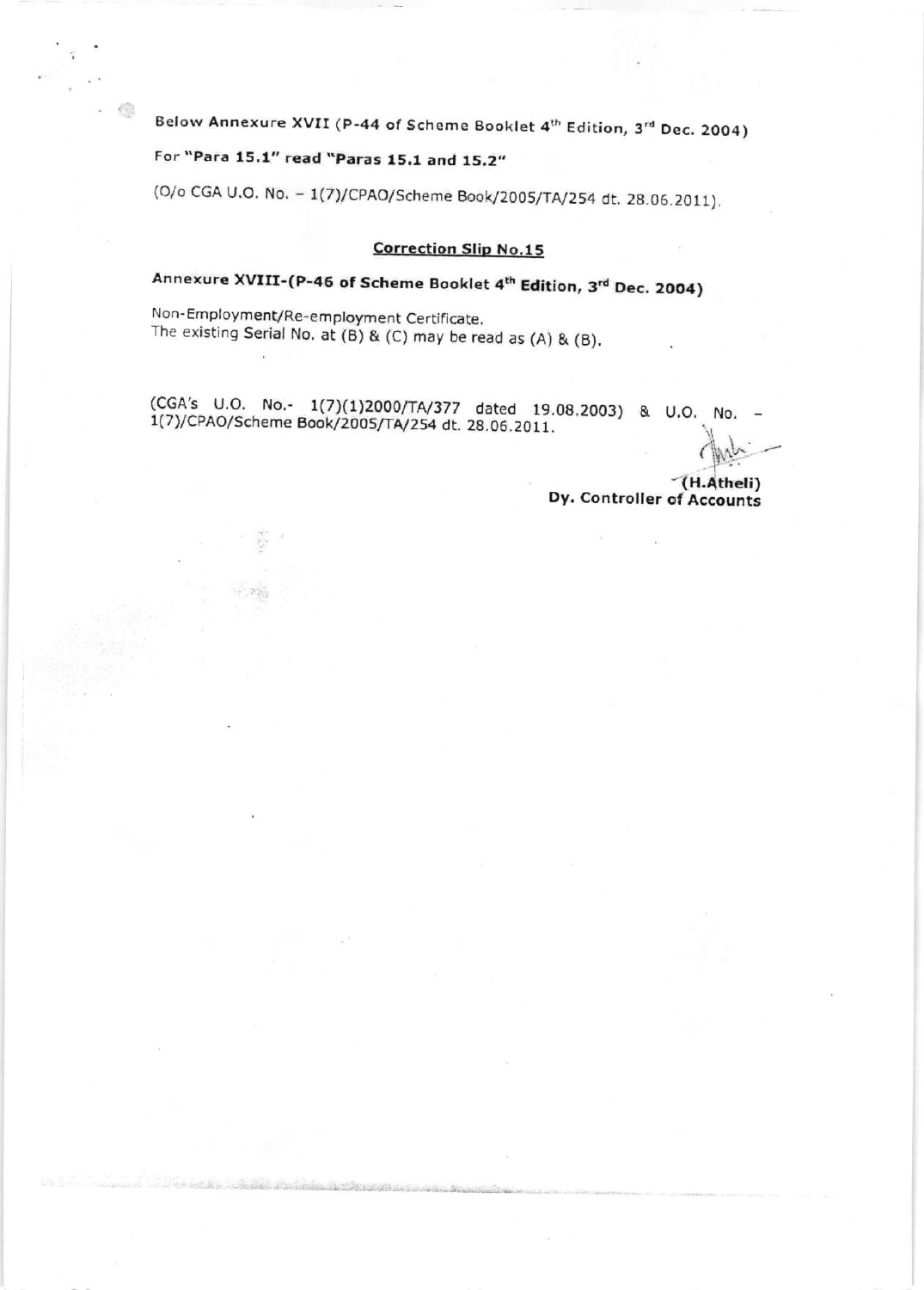**Below Annexure XVII (P-44 of Scheme Booklet 4th Edition, 3rd Dec. 2004)**

For **"Para 15.1" read "Paras 15.1 and 15.2"**

(O/o CGA U.O. No. – 1(7)/CPAO/Scheme Book/2005/TA/254 dt. 28.06.2011).

**Correction Slip No.15**

**Annexure XVIII-(P-46 of Scheme Booklet 4th Edition, 3rd Dec. 2004)**

Non-Employment/Re-employment Certificate.
The existing Serial No. at (B) & (C) may be read as (A) & (B).

(CGA's U.O. No.- 1(7)(1)2000/TA/377 dated 19.08.2003) & U.O. No. – 1(7)/CPAO/Scheme Book/2005/TA/254 dt. 28.06.2011.

**(H.Atheli)**
**Dy. Controller of Accounts**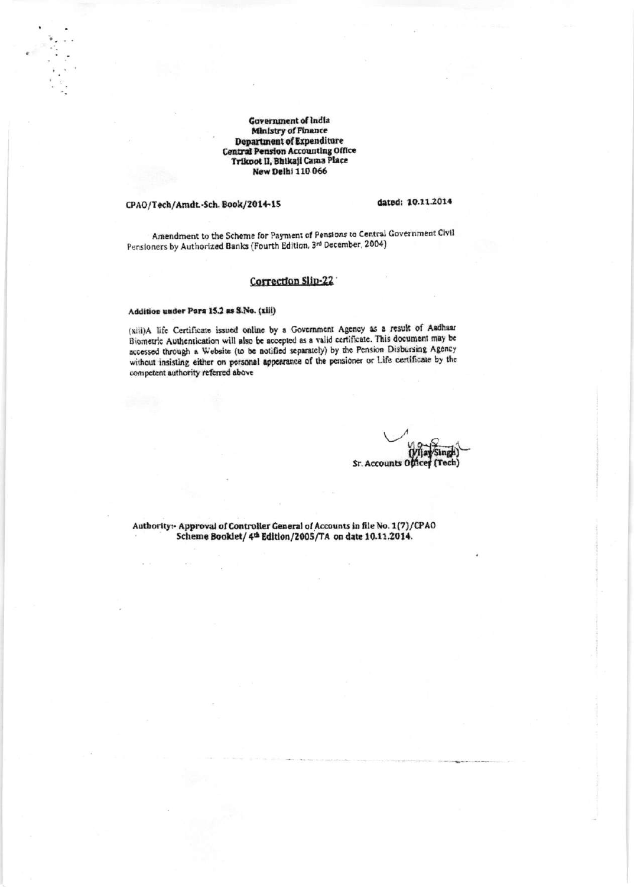**Government of India**
**Ministry of Finance**
**Department of Expenditure**
**Central Pension Accounting Office**
**Trikoot II, Bhikaji Cama Place**
**New Delhi 110 066**

CPAO/Tech/Amdt.-Sch. Book/2014-15 dated: 10.11.2014

Amendment to the Scheme for Payment of Pensions to Central Government Civil Pensioners by Authorized Banks (Fourth Edition, 3rd December, 2004)

## Correction Slip-22

**Addition under Para 15.2 as S.No. (xiii)**

(xiii)A life Certificate issued online by a Government Agency as a result of Aadhaar Biometric Authentication will also be accepted as a valid certificate. This document may be accessed through a Website (to be notified separately) by the Pension Disbursing Agency without insisting either on personal appearance of the pensioner or Life certificate by the competent authority referred above

(Vijay Singh)
Sr. Accounts Officer (Tech)

**Authority:- Approval of Controller General of Accounts in file No. 1(7)/CPAO Scheme Booklet/ 4th Edition/2005/TA on date 10.11.2014.**